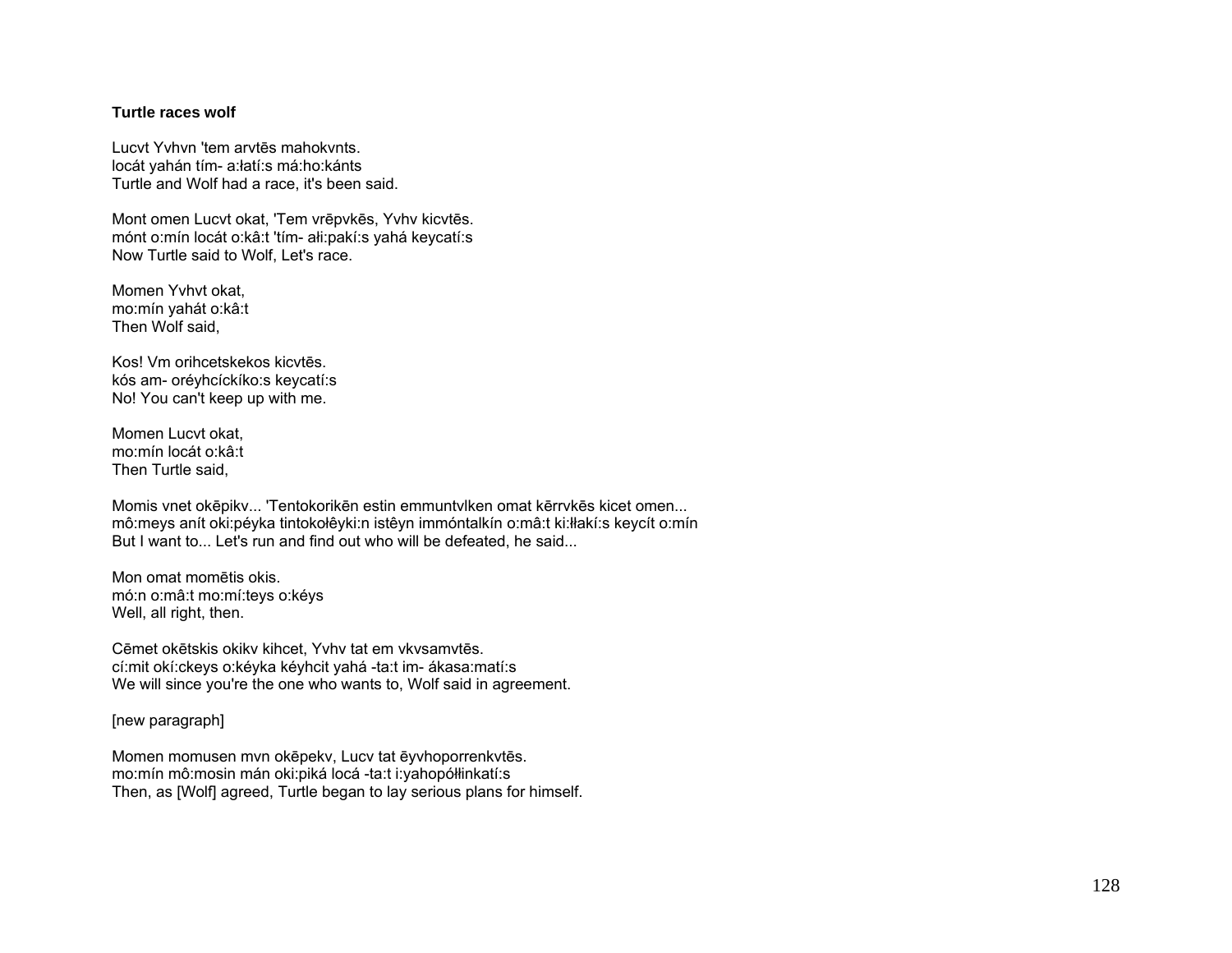**Turtle races wolf**

Lucvt Yvhvn 'tem arvtēs mahokvnts.
locát yahán tím- a:łatí:s má:ho:kánts
Turtle and Wolf had a race, it's been said.

Mont omen Lucvt okat, 'Tem vrēpvkēs, Yvhv kicvtēs.
mónt o:mín locát o:kâ:t 'tím- ałi:pakí:s yahá keycatí:s
Now Turtle said to Wolf, Let's race.

Momen Yvhvt okat,
mo:mín yahát o:kâ:t
Then Wolf said,

Kos! Vm orihcetskekos kicvtēs.
kós am- oréyhcíckíko:s keycatí:s
No! You can't keep up with me.

Momen Lucvt okat,
mo:mín locát o:kâ:t
Then Turtle said,

Momis vnet okēpikv... 'Tentokorikēn estin emmuntvlken omat kērrvkēs kicet omen...
mô:meys anít oki:péyka tintokołêyki:n istêyn immóntalkín o:mâ:t ki:łłakí:s keycít o:mín
But I want to... Let's run and find out who will be defeated, he said...

Mon omat momētis okis.
mó:n o:mâ:t mo:mí:teys o:kéys
Well, all right, then.

Cēmet okētskis okikv kihcet, Yvhv tat em vkvsamvtēs.
cí:mit okí:ckeys o:kéyka kéyhcit yahá -ta:t im- ákasa:matí:s
We will since you're the one who wants to, Wolf said in agreement.

[new paragraph]

Momen momusen mvn okēpekv, Lucv tat ēyvhoporrenkvtēs.
mo:mín mô:mosin mán oki:piká locá -ta:t i:yahopółłinkatí:s
Then, as [Wolf] agreed, Turtle began to lay serious plans for himself.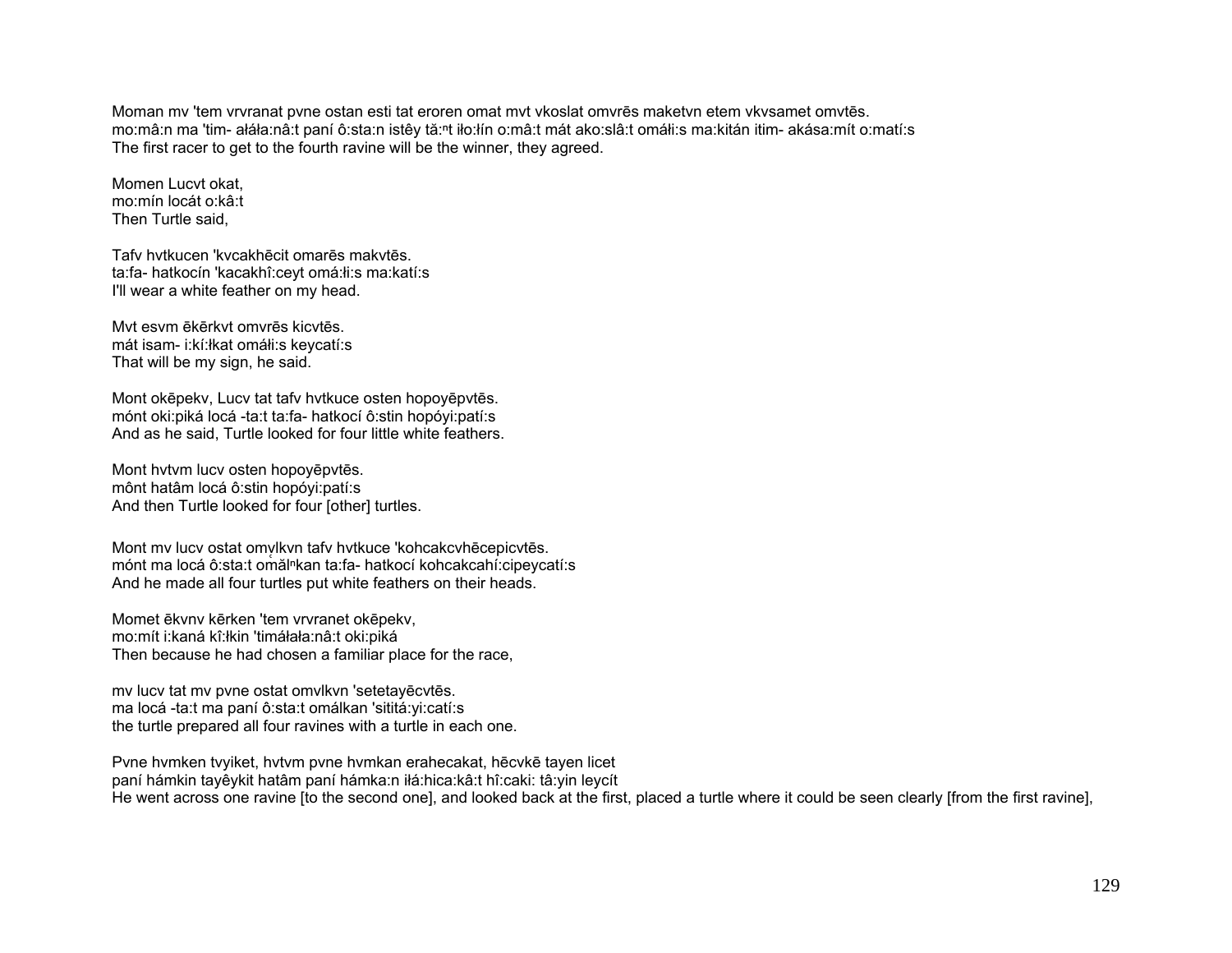Moman mv 'tem vrvranat pvne ostan esti tat eroren omat mvt vkoslat omvrēs maketvn etem vkvsamet omvtēs.
mo:mâ:n ma 'tim- ałáła:nâ:t paní ô:sta:n istêy tă:ⁿt iło:łín o:mâ:t mát ako:slâ:t omáłi:s ma:kitán itim- akása:mít o:matí:s
The first racer to get to the fourth ravine will be the winner, they agreed.

Momen Lucvt okat,
mo:mín locát o:kâ:t
Then Turtle said,

Tafv hvtkucen 'kvcakhēcit omarēs makvtēs.
ta:fa- hatkocín 'kacakhî:ceyt omá:łi:s ma:katí:s
I'll wear a white feather on my head.

Mvt esvm ēkērkvt omvrēs kicvtēs.
mát isam- i:kí:łkat omáłi:s keycatí:s
That will be my sign, he said.

Mont okēpekv, Lucv tat tafv hvtkuce osten hopoyēpvtēs.
mónt oki:piká locá -ta:t ta:fa- hatkocí ô:stin hopóyi:patí:s
And as he said, Turtle looked for four little white feathers.

Mont hvtvm lucv osten hopoyēpvtēs.
mônt hatâm locá ô:stin hopóyi:patí:s
And then Turtle looked for four [other] turtles.

Mont mv lucv ostat omv̧lkvn tafv hvtkuce 'kohcakcvhēcepicvtēs.
mónt ma locá ô:sta:t omăˡⁿkan ta:fa- hatkocí kohcakcahí:cipeycatí:s
And he made all four turtles put white feathers on their heads.

Momet ēkvnv kērken 'tem vrvranet okēpekv,
mo:mít i:kaná kî:łkin 'timáłała:nâ:t oki:piká
Then because he had chosen a familiar place for the race,

mv lucv tat mv pvne ostat omvlkvn 'setetayēcvtēs.
ma locá -ta:t ma paní ô:sta:t omálkan 'sititá:yi:catí:s
the turtle prepared all four ravines with a turtle in each one.

Pvne hvmken tvyiket, hvtvm pvne hvmkan erahecakat, hēcvkē tayen licet
paní hámkin tayêykit hatâm paní hámka:n iłá:hica:kâ:t hî:caki: tâ:yin leycít
He went across one ravine [to the second one], and looked back at the first, placed a turtle where it could be seen clearly [from the first ravine],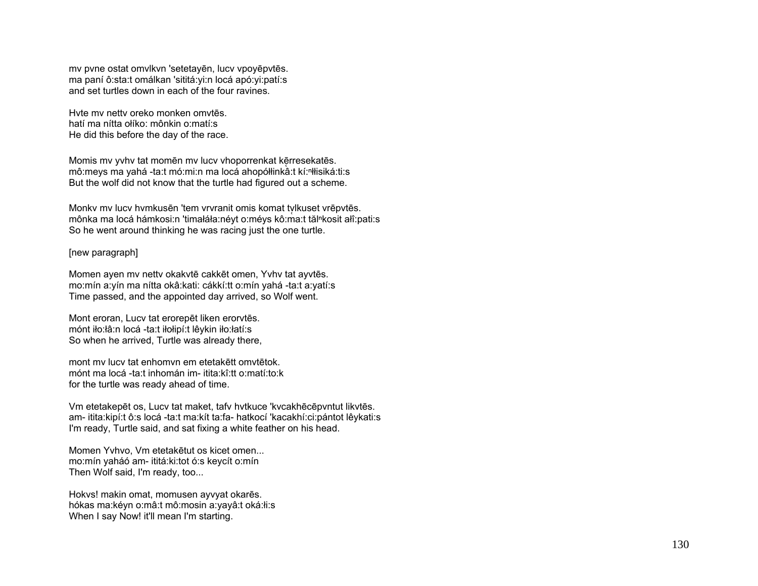mv pvne ostat omvlkvn 'setetayēn, lucv vpoyēpvtēs.
ma paní ô:sta:t omálkan 'sititá:yi:n locá apó:yi:patí:s
and set turtles down in each of the four ravines.

Hvte mv nettv oreko monken omvtēs.
hatí ma nítta ołíko: mônkin o:matí:s
He did this before the day of the race.

Momis mv yvhv tat momēn mv lucv vhoporrenkat kērresekatēs.
mô:meys ma yahá -ta:t mó:mi:n ma locá ahopółłinkḁ̂:t kí:ⁿłisiká:ti:s
But the wolf did not know that the turtle had figured out a scheme.

Monkv mv lucv hvmkusēn 'tem vrvranit omis komat tv̥lkuset vrēpvtēs.
mônka ma locá hámkosi:n 'timałáła:néyt o:méys kô:ma:t tăl'kosit ałî:pati:s
So he went around thinking he was racing just the one turtle.

[new paragraph]

Momen ayen mv nettv okakvtē cakkēt omen, Yvhv tat ayvtēs.
mo:mín a:yín ma nítta okâ:kati: cákkí:tt o:mín yahá -ta:t a:yatí:s
Time passed, and the appointed day arrived, so Wolf went.

Mont eroran, Lucv tat erorepēt liken erorvtēs.
mónt iło:łâ:n locá -ta:t iłołipí:t lêykin iło:łatí:s
So when he arrived, Turtle was already there,

mont mv lucv tat enhomvn em etetakētt omvtētok.
mónt ma locá -ta:t inhomán im- itita:kî:tt o:matí:to:k
for the turtle was ready ahead of time.

Vm etetakepēt os, Lucv tat maket, tafv hvtkuce 'kvcakhēcēpvntut likvtēs.
am- itita:kipí:t ô:s locá -ta:t ma:kít ta:fa- hatkocí 'kacakhí:ci:pántot lêykati:s
I'm ready, Turtle said, and sat fixing a white feather on his head.

Momen Yvhvo, Vm etetakētut os kicet omen...
mo:mín yaháó am- ititá:ki:tot ó:s keycít o:mín
Then Wolf said, I'm ready, too...

Hokvs! makin omat, momusen ayvyat okarēs.
hókas ma:kéyn o:mâ:t mô:mosin a:yayâ:t oká:łi:s
When I say Now! it'll mean I'm starting.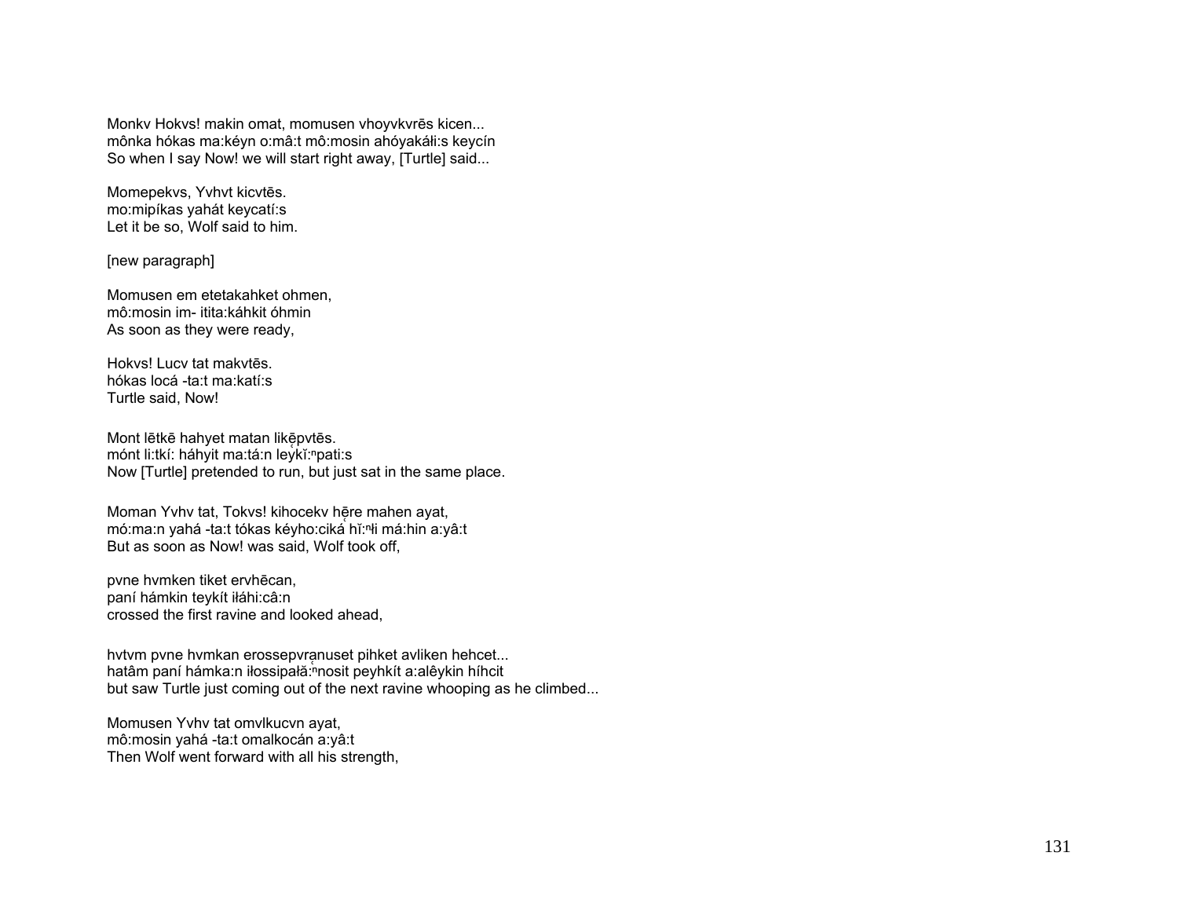Monkv Hokvs! makin omat, momusen vhoyvkvrēs kicen...
mônka hókas ma:kéyn o:mâ:t mô:mosin ahóyakáłi:s keycín
So when I say Now! we will start right away, [Turtle] said...

Momepekvs, Yvhvt kicvtēs.
mo:mipíkas yahát keycatí:s
Let it be so, Wolf said to him.

[new paragraph]

Momusen em etetakahket ohmen,
mô:mosin im- itita:káhkit óhmin
As soon as they were ready,

Hokvs! Lucv tat makvtēs.
hókas locá -ta:t ma:katí:s
Turtle said, Now!

Mont lētkē hahyet matan likẹ̄pvtēs.
mónt li:tkí: háhyit ma:tá:n leykĭ:ⁿpati:s
Now [Turtle] pretended to run, but just sat in the same place.

Moman Yvhv tat, Tokvs! kihocekv hẹ̄re mahen ayat,
mó:ma:n yahá -ta:t tókas kéyho:ciká hĭ:ⁿłi má:hin a:yâ:t
But as soon as Now! was said, Wolf took off,

pvne hvmken tiket ervhēcan,
paní hámkin teykít iłáhi:câ:n
crossed the first ravine and looked ahead,

hvtvm pvne hvmkan erossepvrạnuset pihket avliken hehcet...
hatâm paní hámka:n iłossipałă:ⁿnosit peyhkít a:alêykin híhcit
but saw Turtle just coming out of the next ravine whooping as he climbed...

Momusen Yvhv tat omvlkucvn ayat,
mô:mosin yahá -ta:t omalkocán a:yâ:t
Then Wolf went forward with all his strength,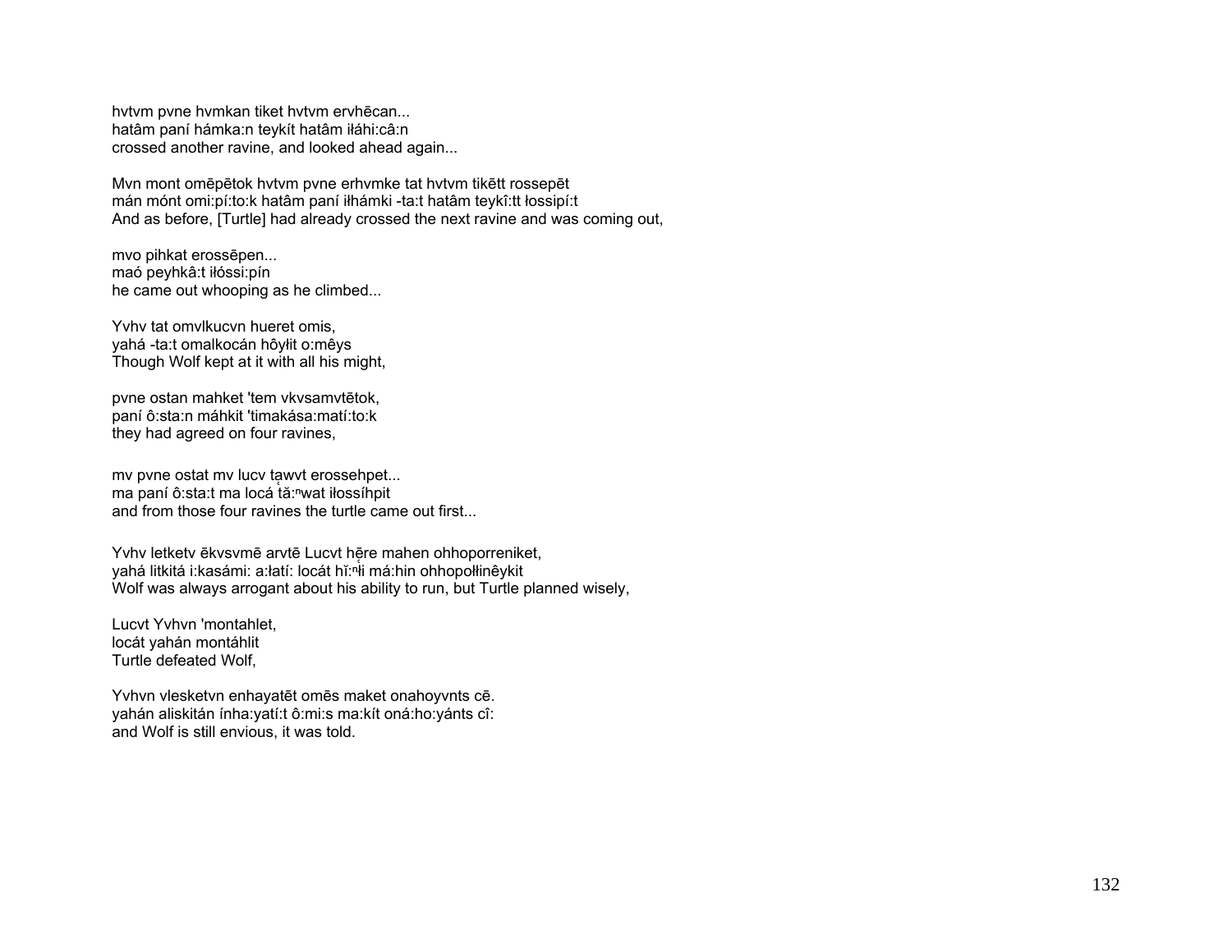hvtvm pvne hvmkan tiket hvtvm ervhēcan...
hatâm paní hámka:n teykít hatâm iłáhi:câ:n
crossed another ravine, and looked ahead again...

Mvn mont omēpētok hvtvm pvne erhvmke tat hvtvm tikētt rossepēt
mán mónt omi:pí:to:k hatâm paní iłhámki -ta:t hatâm teykî:tt łossipí:t
And as before, [Turtle] had already crossed the next ravine and was coming out,

mvo pihkat erossēpen...
maó peyhkâ:t iłóssi:pín
he came out whooping as he climbed...

Yvhv tat omvlkucvn hueret omis,
yahá -ta:t omalkocán hôyłit o:mêys
Though Wolf kept at it with all his might,

pvne ostan mahket 'tem vkvsamvtētok,
paní ô:sta:n máhkit 'timakása:matí:to:k
they had agreed on four ravines,

mv pvne ostat mv lucv tąwvt erossehpet...
ma paní ô:sta:t ma locá tă:ⁿwat iłossíhpit
and from those four ravines the turtle came out first...

Yvhv letketv ēkvsvmē arvtē Lucvt hę̄re mahen ohhoporreniket,
yahá litkitá i:kasámi: a:łatí: locát hĭ:ⁿłi má:hin ohhopołłinêykit
Wolf was always arrogant about his ability to run, but Turtle planned wisely,

Lucvt Yvhvn 'montahlet,
locát yahán montáhlit
Turtle defeated Wolf,

Yvhvn vlesketvn enhayatēt omēs maket onahoyvnts cē.
yahán aliskitán ínha:yatí:t ô:mi:s ma:kít oná:ho:yánts cî:
and Wolf is still envious, it was told.